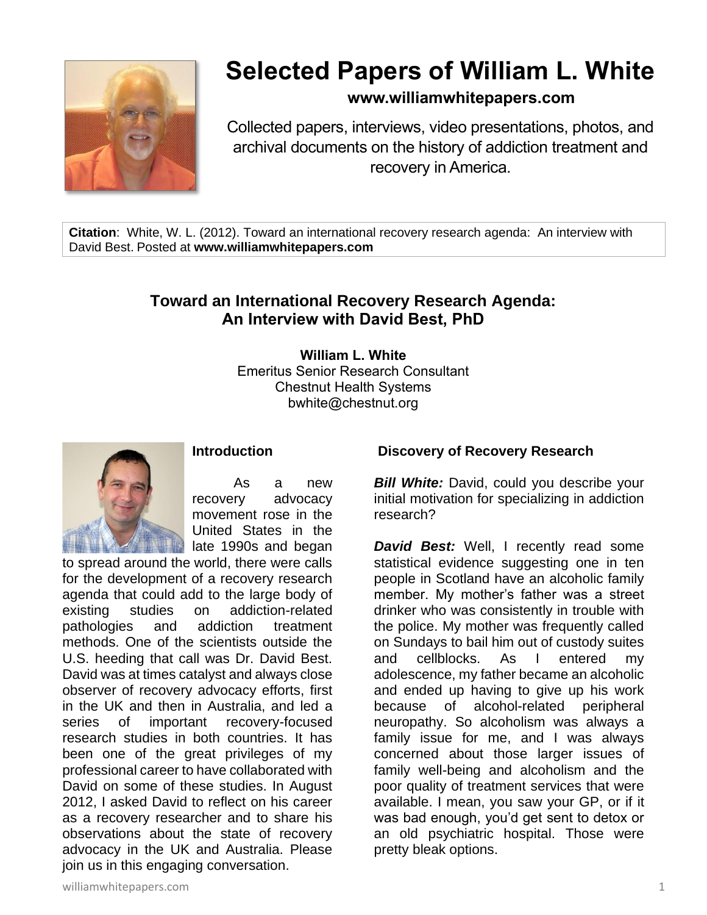# Selected Papers of William L. White

**www.williamwhitepapers.com**

Collected papers, interviews, video presentations, photos, and archival documents on the history of addiction treatment and recovery in America.

**Citation**: White, W. L. (2012). Toward an international recovery research agenda: An interview with David Best. Posted at **www.williamwhitepapers.com**

## Toward an International Recovery Research Agenda: An Interview with David Best, PhD

**William L. White**
Emeritus Senior Research Consultant
Chestnut Health Systems
bwhite@chestnut.org

### Introduction

As a new recovery advocacy movement rose in the United States in the late 1990s and began to spread around the world, there were calls for the development of a recovery research agenda that could add to the large body of existing studies on addiction-related pathologies and addiction treatment methods. One of the scientists outside the U.S. heeding that call was Dr. David Best. David was at times catalyst and always close observer of recovery advocacy efforts, first in the UK and then in Australia, and led a series of important recovery-focused research studies in both countries. It has been one of the great privileges of my professional career to have collaborated with David on some of these studies. In August 2012, I asked David to reflect on his career as a recovery researcher and to share his observations about the state of recovery advocacy in the UK and Australia. Please join us in this engaging conversation.

### Discovery of Recovery Research

***Bill White:*** David, could you describe your initial motivation for specializing in addiction research?

***David Best:*** Well, I recently read some statistical evidence suggesting one in ten people in Scotland have an alcoholic family member. My mother's father was a street drinker who was consistently in trouble with the police. My mother was frequently called on Sundays to bail him out of custody suites and cellblocks. As I entered my adolescence, my father became an alcoholic and ended up having to give up his work because of alcohol-related peripheral neuropathy. So alcoholism was always a family issue for me, and I was always concerned about those larger issues of family well-being and alcoholism and the poor quality of treatment services that were available. I mean, you saw your GP, or if it was bad enough, you'd get sent to detox or an old psychiatric hospital. Those were pretty bleak options.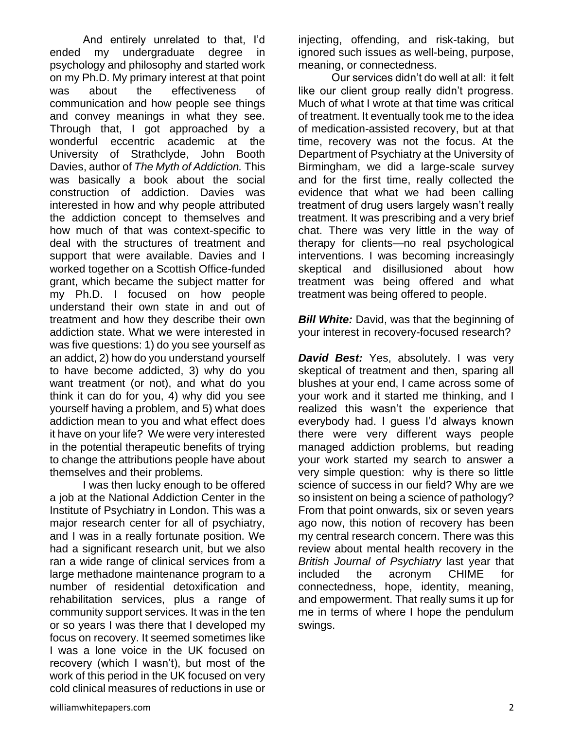And entirely unrelated to that, I'd ended my undergraduate degree in psychology and philosophy and started work on my Ph.D. My primary interest at that point was about the effectiveness of communication and how people see things and convey meanings in what they see. Through that, I got approached by a wonderful eccentric academic at the University of Strathclyde, John Booth Davies, author of *The Myth of Addiction.* This was basically a book about the social construction of addiction. Davies was interested in how and why people attributed the addiction concept to themselves and how much of that was context-specific to deal with the structures of treatment and support that were available. Davies and I worked together on a Scottish Office-funded grant, which became the subject matter for my Ph.D. I focused on how people understand their own state in and out of treatment and how they describe their own addiction state. What we were interested in was five questions: 1) do you see yourself as an addict, 2) how do you understand yourself to have become addicted, 3) why do you want treatment (or not), and what do you think it can do for you, 4) why did you see yourself having a problem, and 5) what does addiction mean to you and what effect does it have on your life? We were very interested in the potential therapeutic benefits of trying to change the attributions people have about themselves and their problems.

I was then lucky enough to be offered a job at the National Addiction Center in the Institute of Psychiatry in London. This was a major research center for all of psychiatry, and I was in a really fortunate position. We had a significant research unit, but we also ran a wide range of clinical services from a large methadone maintenance program to a number of residential detoxification and rehabilitation services, plus a range of community support services. It was in the ten or so years I was there that I developed my focus on recovery. It seemed sometimes like I was a lone voice in the UK focused on recovery (which I wasn't), but most of the work of this period in the UK focused on very cold clinical measures of reductions in use or injecting, offending, and risk-taking, but ignored such issues as well-being, purpose, meaning, or connectedness.

Our services didn't do well at all: it felt like our client group really didn't progress. Much of what I wrote at that time was critical of treatment. It eventually took me to the idea of medication-assisted recovery, but at that time, recovery was not the focus. At the Department of Psychiatry at the University of Birmingham, we did a large-scale survey and for the first time, really collected the evidence that what we had been calling treatment of drug users largely wasn't really treatment. It was prescribing and a very brief chat. There was very little in the way of therapy for clients—no real psychological interventions. I was becoming increasingly skeptical and disillusioned about how treatment was being offered and what treatment was being offered to people.

***Bill White:*** David, was that the beginning of your interest in recovery-focused research?

***David Best:*** Yes, absolutely. I was very skeptical of treatment and then, sparing all blushes at your end, I came across some of your work and it started me thinking, and I realized this wasn't the experience that everybody had. I guess I'd always known there were very different ways people managed addiction problems, but reading your work started my search to answer a very simple question: why is there so little science of success in our field? Why are we so insistent on being a science of pathology? From that point onwards, six or seven years ago now, this notion of recovery has been my central research concern. There was this review about mental health recovery in the *British Journal of Psychiatry* last year that included the acronym CHIME for connectedness, hope, identity, meaning, and empowerment. That really sums it up for me in terms of where I hope the pendulum swings.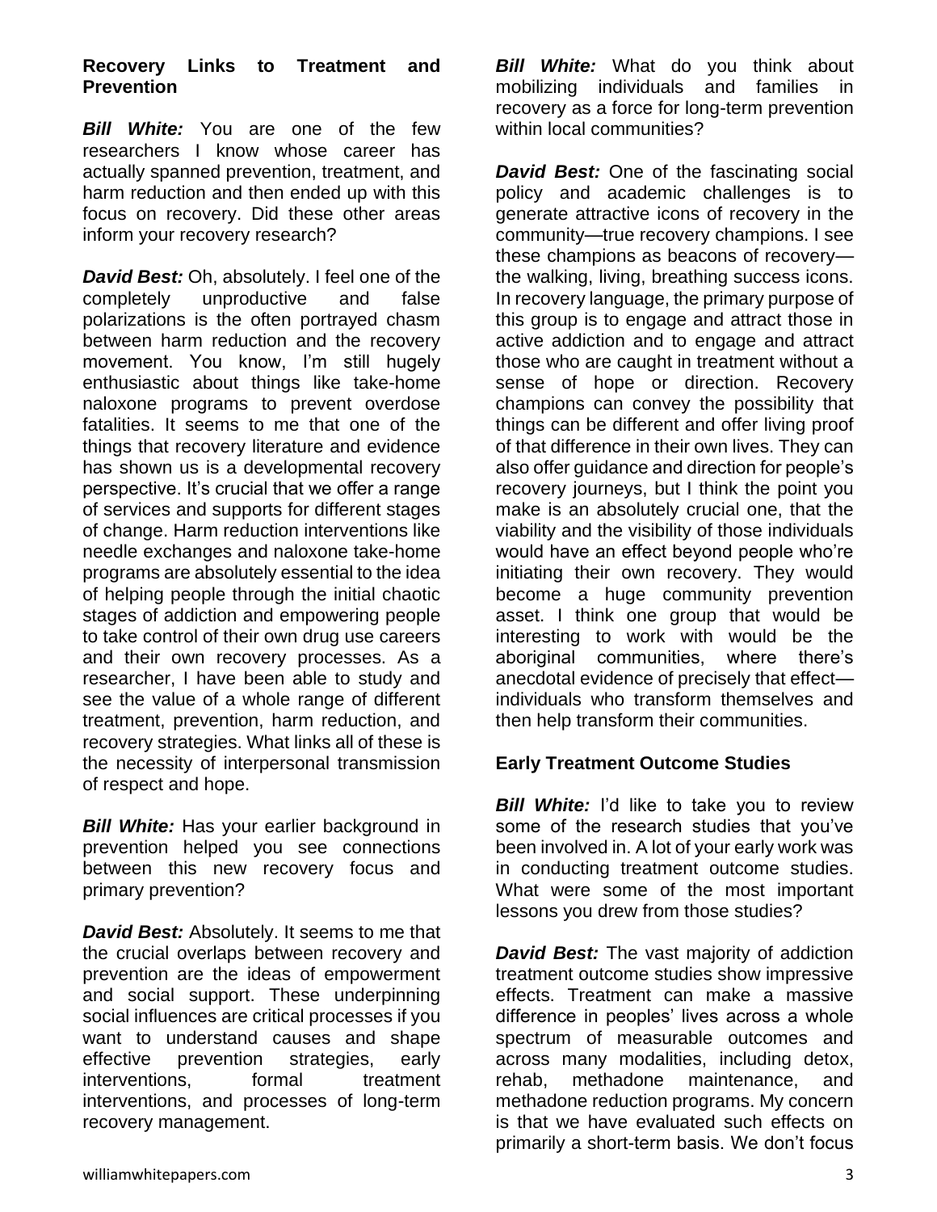**Recovery Links to Treatment and Prevention**

***Bill White:*** You are one of the few researchers I know whose career has actually spanned prevention, treatment, and harm reduction and then ended up with this focus on recovery. Did these other areas inform your recovery research?

***David Best:*** Oh, absolutely. I feel one of the completely unproductive and false polarizations is the often portrayed chasm between harm reduction and the recovery movement. You know, I'm still hugely enthusiastic about things like take-home naloxone programs to prevent overdose fatalities. It seems to me that one of the things that recovery literature and evidence has shown us is a developmental recovery perspective. It's crucial that we offer a range of services and supports for different stages of change. Harm reduction interventions like needle exchanges and naloxone take-home programs are absolutely essential to the idea of helping people through the initial chaotic stages of addiction and empowering people to take control of their own drug use careers and their own recovery processes. As a researcher, I have been able to study and see the value of a whole range of different treatment, prevention, harm reduction, and recovery strategies. What links all of these is the necessity of interpersonal transmission of respect and hope.

***Bill White:*** Has your earlier background in prevention helped you see connections between this new recovery focus and primary prevention?

***David Best:*** Absolutely. It seems to me that the crucial overlaps between recovery and prevention are the ideas of empowerment and social support. These underpinning social influences are critical processes if you want to understand causes and shape effective prevention strategies, early interventions, formal treatment interventions, and processes of long-term recovery management.

***Bill White:*** What do you think about mobilizing individuals and families in recovery as a force for long-term prevention within local communities?

***David Best:*** One of the fascinating social policy and academic challenges is to generate attractive icons of recovery in the community—true recovery champions. I see these champions as beacons of recovery—the walking, living, breathing success icons. In recovery language, the primary purpose of this group is to engage and attract those in active addiction and to engage and attract those who are caught in treatment without a sense of hope or direction. Recovery champions can convey the possibility that things can be different and offer living proof of that difference in their own lives. They can also offer guidance and direction for people's recovery journeys, but I think the point you make is an absolutely crucial one, that the viability and the visibility of those individuals would have an effect beyond people who're initiating their own recovery. They would become a huge community prevention asset. I think one group that would be interesting to work with would be the aboriginal communities, where there's anecdotal evidence of precisely that effect—individuals who transform themselves and then help transform their communities.

**Early Treatment Outcome Studies**

***Bill White:*** I'd like to take you to review some of the research studies that you've been involved in. A lot of your early work was in conducting treatment outcome studies. What were some of the most important lessons you drew from those studies?

***David Best:*** The vast majority of addiction treatment outcome studies show impressive effects. Treatment can make a massive difference in peoples' lives across a whole spectrum of measurable outcomes and across many modalities, including detox, rehab, methadone maintenance, and methadone reduction programs. My concern is that we have evaluated such effects on primarily a short-term basis. We don't focus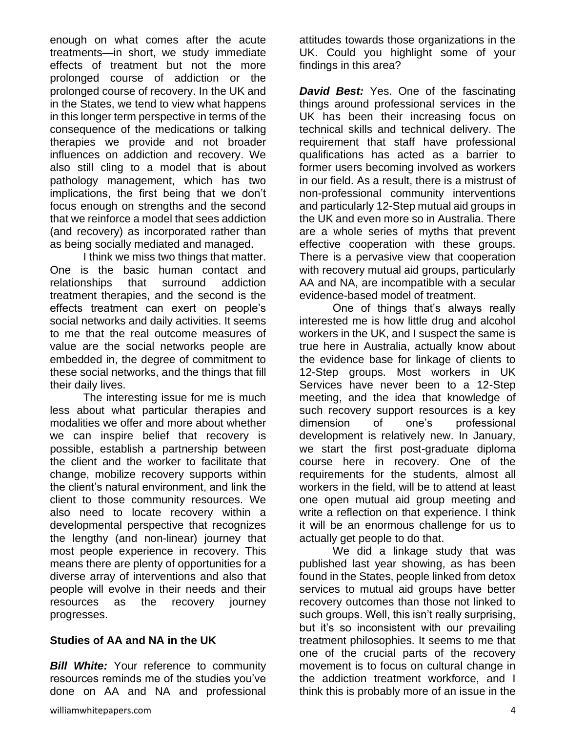enough on what comes after the acute treatments—in short, we study immediate effects of treatment but not the more prolonged course of addiction or the prolonged course of recovery. In the UK and in the States, we tend to view what happens in this longer term perspective in terms of the consequence of the medications or talking therapies we provide and not broader influences on addiction and recovery. We also still cling to a model that is about pathology management, which has two implications, the first being that we don't focus enough on strengths and the second that we reinforce a model that sees addiction (and recovery) as incorporated rather than as being socially mediated and managed.

I think we miss two things that matter. One is the basic human contact and relationships that surround addiction treatment therapies, and the second is the effects treatment can exert on people's social networks and daily activities. It seems to me that the real outcome measures of value are the social networks people are embedded in, the degree of commitment to these social networks, and the things that fill their daily lives.

The interesting issue for me is much less about what particular therapies and modalities we offer and more about whether we can inspire belief that recovery is possible, establish a partnership between the client and the worker to facilitate that change, mobilize recovery supports within the client's natural environment, and link the client to those community resources. We also need to locate recovery within a developmental perspective that recognizes the lengthy (and non-linear) journey that most people experience in recovery. This means there are plenty of opportunities for a diverse array of interventions and also that people will evolve in their needs and their resources as the recovery journey progresses.

**Studies of AA and NA in the UK**

***Bill White:*** Your reference to community resources reminds me of the studies you've done on AA and NA and professional attitudes towards those organizations in the UK. Could you highlight some of your findings in this area?

***David Best:*** Yes. One of the fascinating things around professional services in the UK has been their increasing focus on technical skills and technical delivery. The requirement that staff have professional qualifications has acted as a barrier to former users becoming involved as workers in our field. As a result, there is a mistrust of non-professional community interventions and particularly 12-Step mutual aid groups in the UK and even more so in Australia. There are a whole series of myths that prevent effective cooperation with these groups. There is a pervasive view that cooperation with recovery mutual aid groups, particularly AA and NA, are incompatible with a secular evidence-based model of treatment.

One of things that's always really interested me is how little drug and alcohol workers in the UK, and I suspect the same is true here in Australia, actually know about the evidence base for linkage of clients to 12-Step groups. Most workers in UK Services have never been to a 12-Step meeting, and the idea that knowledge of such recovery support resources is a key dimension of one's professional development is relatively new. In January, we start the first post-graduate diploma course here in recovery. One of the requirements for the students, almost all workers in the field, will be to attend at least one open mutual aid group meeting and write a reflection on that experience. I think it will be an enormous challenge for us to actually get people to do that.

We did a linkage study that was published last year showing, as has been found in the States, people linked from detox services to mutual aid groups have better recovery outcomes than those not linked to such groups. Well, this isn't really surprising, but it's so inconsistent with our prevailing treatment philosophies. It seems to me that one of the crucial parts of the recovery movement is to focus on cultural change in the addiction treatment workforce, and I think this is probably more of an issue in the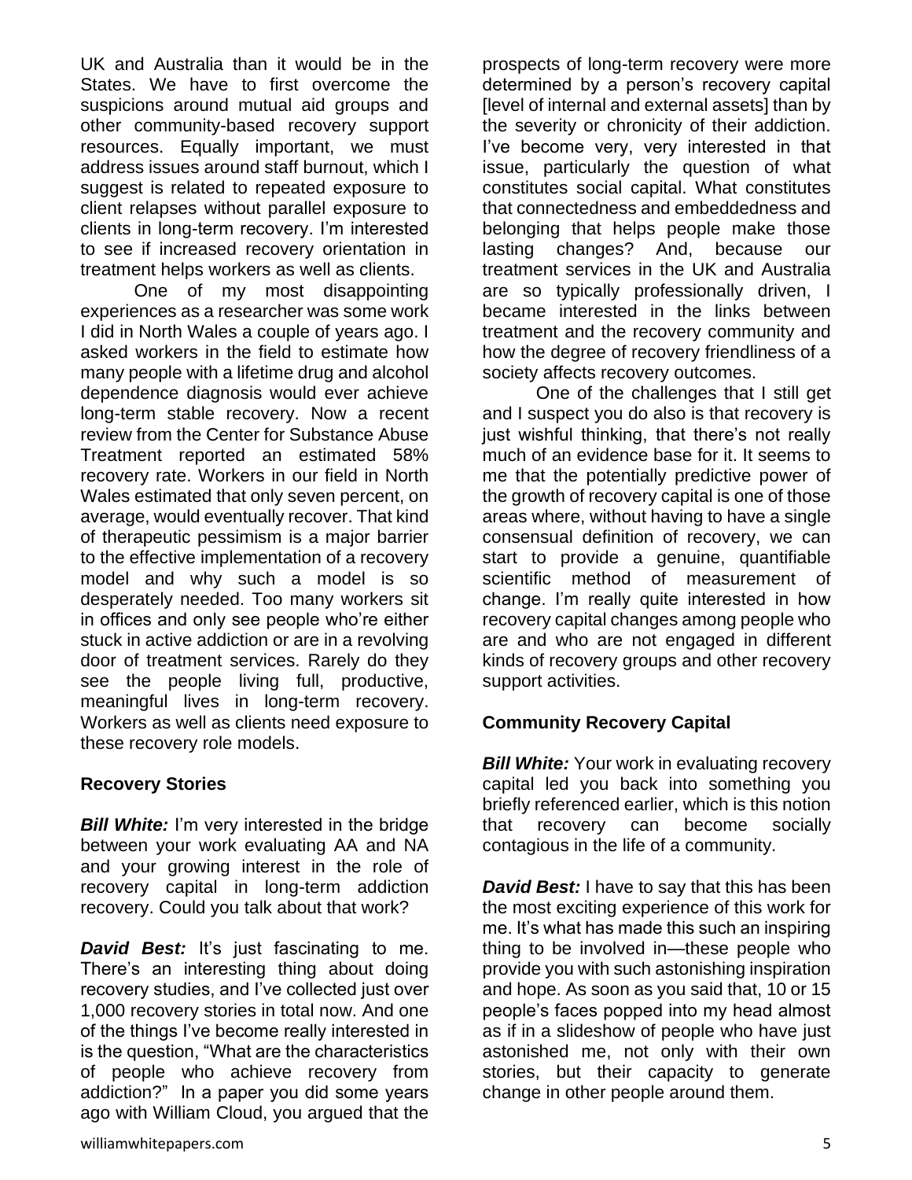UK and Australia than it would be in the States. We have to first overcome the suspicions around mutual aid groups and other community-based recovery support resources. Equally important, we must address issues around staff burnout, which I suggest is related to repeated exposure to client relapses without parallel exposure to clients in long-term recovery. I'm interested to see if increased recovery orientation in treatment helps workers as well as clients.

One of my most disappointing experiences as a researcher was some work I did in North Wales a couple of years ago. I asked workers in the field to estimate how many people with a lifetime drug and alcohol dependence diagnosis would ever achieve long-term stable recovery. Now a recent review from the Center for Substance Abuse Treatment reported an estimated 58% recovery rate. Workers in our field in North Wales estimated that only seven percent, on average, would eventually recover. That kind of therapeutic pessimism is a major barrier to the effective implementation of a recovery model and why such a model is so desperately needed. Too many workers sit in offices and only see people who're either stuck in active addiction or are in a revolving door of treatment services. Rarely do they see the people living full, productive, meaningful lives in long-term recovery. Workers as well as clients need exposure to these recovery role models.

## Recovery Stories

***Bill White:*** I'm very interested in the bridge between your work evaluating AA and NA and your growing interest in the role of recovery capital in long-term addiction recovery. Could you talk about that work?

***David Best:*** It's just fascinating to me. There's an interesting thing about doing recovery studies, and I've collected just over 1,000 recovery stories in total now. And one of the things I've become really interested in is the question, "What are the characteristics of people who achieve recovery from addiction?" In a paper you did some years ago with William Cloud, you argued that the prospects of long-term recovery were more determined by a person's recovery capital [level of internal and external assets] than by the severity or chronicity of their addiction. I've become very, very interested in that issue, particularly the question of what constitutes social capital. What constitutes that connectedness and embeddedness and belonging that helps people make those lasting changes? And, because our treatment services in the UK and Australia are so typically professionally driven, I became interested in the links between treatment and the recovery community and how the degree of recovery friendliness of a society affects recovery outcomes.

One of the challenges that I still get and I suspect you do also is that recovery is just wishful thinking, that there's not really much of an evidence base for it. It seems to me that the potentially predictive power of the growth of recovery capital is one of those areas where, without having to have a single consensual definition of recovery, we can start to provide a genuine, quantifiable scientific method of measurement of change. I'm really quite interested in how recovery capital changes among people who are and who are not engaged in different kinds of recovery groups and other recovery support activities.

## Community Recovery Capital

***Bill White:*** Your work in evaluating recovery capital led you back into something you briefly referenced earlier, which is this notion that recovery can become socially contagious in the life of a community.

***David Best:*** I have to say that this has been the most exciting experience of this work for me. It's what has made this such an inspiring thing to be involved in—these people who provide you with such astonishing inspiration and hope. As soon as you said that, 10 or 15 people's faces popped into my head almost as if in a slideshow of people who have just astonished me, not only with their own stories, but their capacity to generate change in other people around them.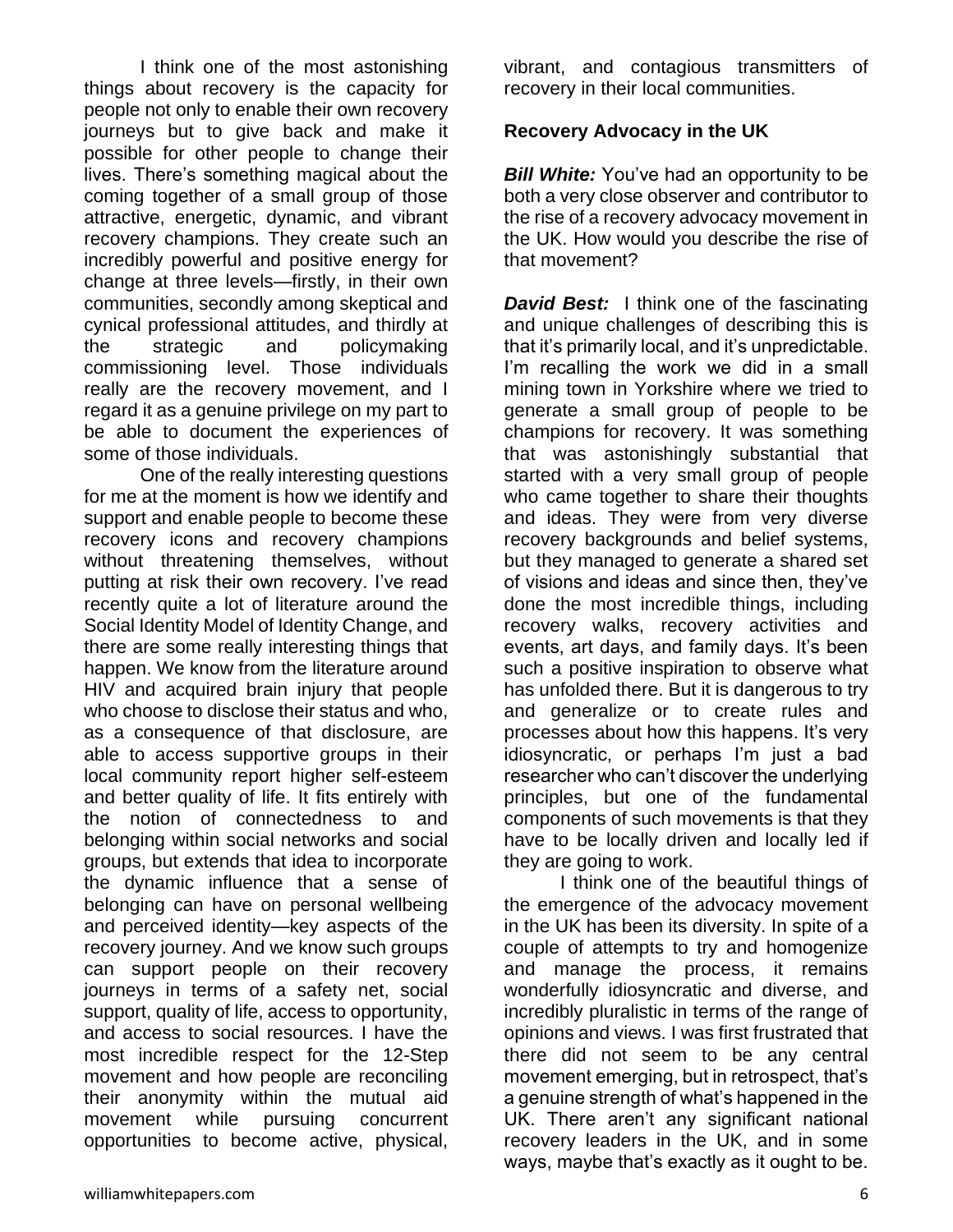I think one of the most astonishing things about recovery is the capacity for people not only to enable their own recovery journeys but to give back and make it possible for other people to change their lives. There's something magical about the coming together of a small group of those attractive, energetic, dynamic, and vibrant recovery champions. They create such an incredibly powerful and positive energy for change at three levels—firstly, in their own communities, secondly among skeptical and cynical professional attitudes, and thirdly at the strategic and policymaking commissioning level. Those individuals really are the recovery movement, and I regard it as a genuine privilege on my part to be able to document the experiences of some of those individuals.

One of the really interesting questions for me at the moment is how we identify and support and enable people to become these recovery icons and recovery champions without threatening themselves, without putting at risk their own recovery. I've read recently quite a lot of literature around the Social Identity Model of Identity Change, and there are some really interesting things that happen. We know from the literature around HIV and acquired brain injury that people who choose to disclose their status and who, as a consequence of that disclosure, are able to access supportive groups in their local community report higher self-esteem and better quality of life. It fits entirely with the notion of connectedness to and belonging within social networks and social groups, but extends that idea to incorporate the dynamic influence that a sense of belonging can have on personal wellbeing and perceived identity—key aspects of the recovery journey. And we know such groups can support people on their recovery journeys in terms of a safety net, social support, quality of life, access to opportunity, and access to social resources. I have the most incredible respect for the 12-Step movement and how people are reconciling their anonymity within the mutual aid movement while pursuing concurrent opportunities to become active, physical, vibrant, and contagious transmitters of recovery in their local communities.

**Recovery Advocacy in the UK**

***Bill White:*** You've had an opportunity to be both a very close observer and contributor to the rise of a recovery advocacy movement in the UK. How would you describe the rise of that movement?

***David Best:*** I think one of the fascinating and unique challenges of describing this is that it's primarily local, and it's unpredictable. I'm recalling the work we did in a small mining town in Yorkshire where we tried to generate a small group of people to be champions for recovery. It was something that was astonishingly substantial that started with a very small group of people who came together to share their thoughts and ideas. They were from very diverse recovery backgrounds and belief systems, but they managed to generate a shared set of visions and ideas and since then, they've done the most incredible things, including recovery walks, recovery activities and events, art days, and family days. It's been such a positive inspiration to observe what has unfolded there. But it is dangerous to try and generalize or to create rules and processes about how this happens. It's very idiosyncratic, or perhaps I'm just a bad researcher who can't discover the underlying principles, but one of the fundamental components of such movements is that they have to be locally driven and locally led if they are going to work.

I think one of the beautiful things of the emergence of the advocacy movement in the UK has been its diversity. In spite of a couple of attempts to try and homogenize and manage the process, it remains wonderfully idiosyncratic and diverse, and incredibly pluralistic in terms of the range of opinions and views. I was first frustrated that there did not seem to be any central movement emerging, but in retrospect, that's a genuine strength of what's happened in the UK. There aren't any significant national recovery leaders in the UK, and in some ways, maybe that's exactly as it ought to be.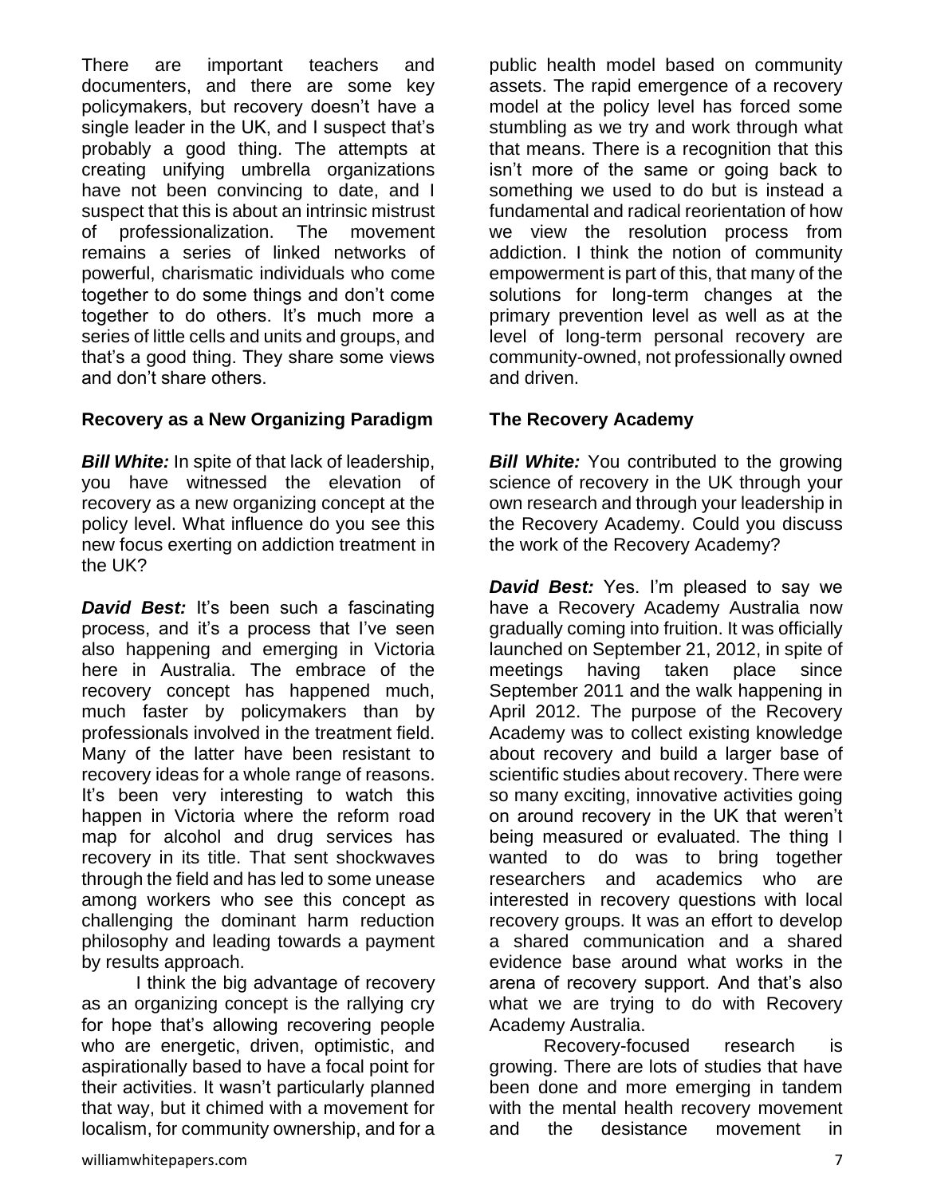There are important teachers and documenters, and there are some key policymakers, but recovery doesn't have a single leader in the UK, and I suspect that's probably a good thing. The attempts at creating unifying umbrella organizations have not been convincing to date, and I suspect that this is about an intrinsic mistrust of professionalization. The movement remains a series of linked networks of powerful, charismatic individuals who come together to do some things and don't come together to do others. It's much more a series of little cells and units and groups, and that's a good thing. They share some views and don't share others.

## Recovery as a New Organizing Paradigm

***Bill White:*** In spite of that lack of leadership, you have witnessed the elevation of recovery as a new organizing concept at the policy level. What influence do you see this new focus exerting on addiction treatment in the UK?

***David Best:*** It's been such a fascinating process, and it's a process that I've seen also happening and emerging in Victoria here in Australia. The embrace of the recovery concept has happened much, much faster by policymakers than by professionals involved in the treatment field. Many of the latter have been resistant to recovery ideas for a whole range of reasons. It's been very interesting to watch this happen in Victoria where the reform road map for alcohol and drug services has recovery in its title. That sent shockwaves through the field and has led to some unease among workers who see this concept as challenging the dominant harm reduction philosophy and leading towards a payment by results approach.

I think the big advantage of recovery as an organizing concept is the rallying cry for hope that's allowing recovering people who are energetic, driven, optimistic, and aspirationally based to have a focal point for their activities. It wasn't particularly planned that way, but it chimed with a movement for localism, for community ownership, and for a public health model based on community assets. The rapid emergence of a recovery model at the policy level has forced some stumbling as we try and work through what that means. There is a recognition that this isn't more of the same or going back to something we used to do but is instead a fundamental and radical reorientation of how we view the resolution process from addiction. I think the notion of community empowerment is part of this, that many of the solutions for long-term changes at the primary prevention level as well as at the level of long-term personal recovery are community-owned, not professionally owned and driven.

## The Recovery Academy

***Bill White:*** You contributed to the growing science of recovery in the UK through your own research and through your leadership in the Recovery Academy. Could you discuss the work of the Recovery Academy?

***David Best:*** Yes. I'm pleased to say we have a Recovery Academy Australia now gradually coming into fruition. It was officially launched on September 21, 2012, in spite of meetings having taken place since September 2011 and the walk happening in April 2012. The purpose of the Recovery Academy was to collect existing knowledge about recovery and build a larger base of scientific studies about recovery. There were so many exciting, innovative activities going on around recovery in the UK that weren't being measured or evaluated. The thing I wanted to do was to bring together researchers and academics who are interested in recovery questions with local recovery groups. It was an effort to develop a shared communication and a shared evidence base around what works in the arena of recovery support. And that's also what we are trying to do with Recovery Academy Australia.

Recovery-focused research is growing. There are lots of studies that have been done and more emerging in tandem with the mental health recovery movement and the desistance movement in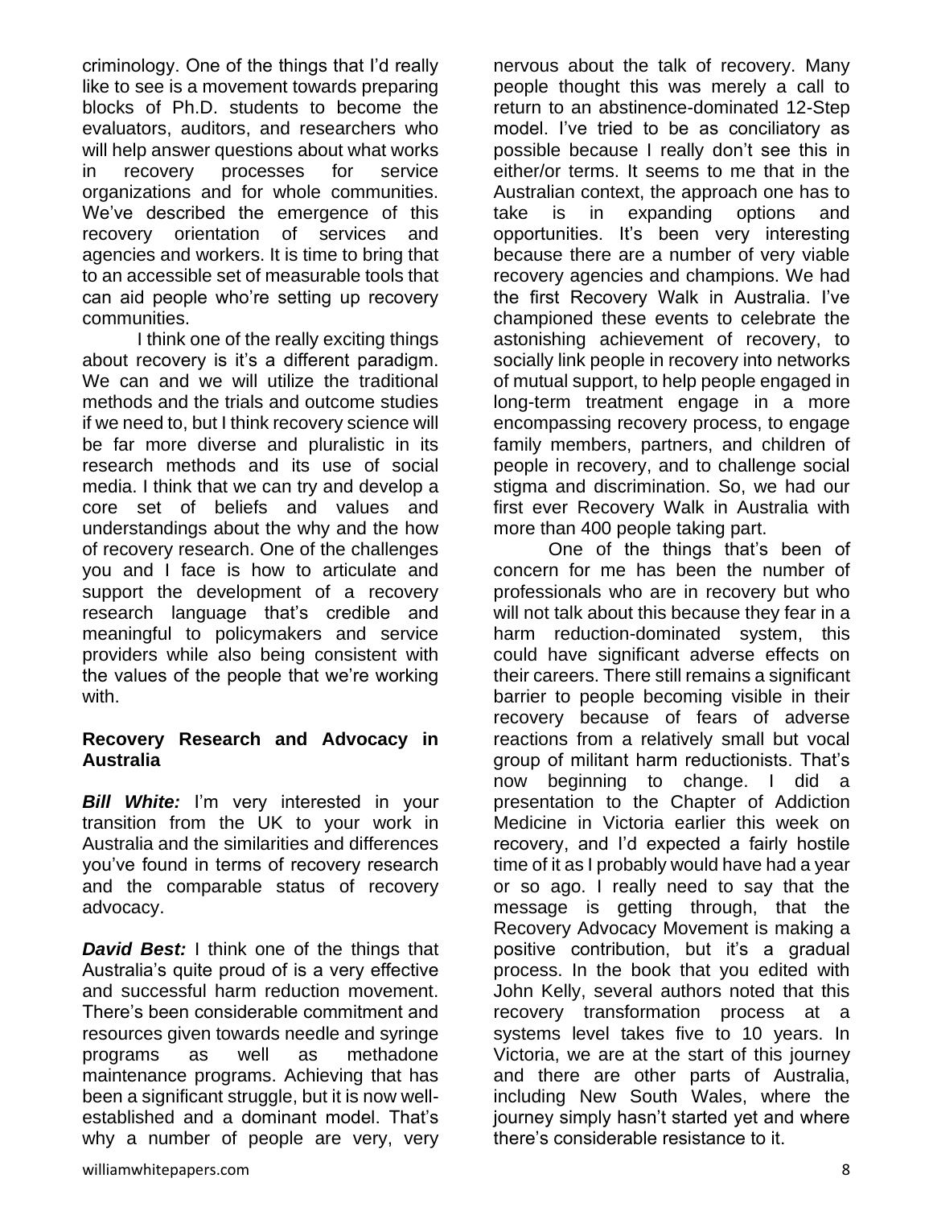criminology. One of the things that I'd really like to see is a movement towards preparing blocks of Ph.D. students to become the evaluators, auditors, and researchers who will help answer questions about what works in recovery processes for service organizations and for whole communities. We've described the emergence of this recovery orientation of services and agencies and workers. It is time to bring that to an accessible set of measurable tools that can aid people who're setting up recovery communities.

I think one of the really exciting things about recovery is it's a different paradigm. We can and we will utilize the traditional methods and the trials and outcome studies if we need to, but I think recovery science will be far more diverse and pluralistic in its research methods and its use of social media. I think that we can try and develop a core set of beliefs and values and understandings about the why and the how of recovery research. One of the challenges you and I face is how to articulate and support the development of a recovery research language that's credible and meaningful to policymakers and service providers while also being consistent with the values of the people that we're working with.

**Recovery Research and Advocacy in Australia**

***Bill White:*** I'm very interested in your transition from the UK to your work in Australia and the similarities and differences you've found in terms of recovery research and the comparable status of recovery advocacy.

***David Best:*** I think one of the things that Australia's quite proud of is a very effective and successful harm reduction movement. There's been considerable commitment and resources given towards needle and syringe programs as well as methadone maintenance programs. Achieving that has been a significant struggle, but it is now well-established and a dominant model. That's why a number of people are very, very nervous about the talk of recovery. Many people thought this was merely a call to return to an abstinence-dominated 12-Step model. I've tried to be as conciliatory as possible because I really don't see this in either/or terms. It seems to me that in the Australian context, the approach one has to take is in expanding options and opportunities. It's been very interesting because there are a number of very viable recovery agencies and champions. We had the first Recovery Walk in Australia. I've championed these events to celebrate the astonishing achievement of recovery, to socially link people in recovery into networks of mutual support, to help people engaged in long-term treatment engage in a more encompassing recovery process, to engage family members, partners, and children of people in recovery, and to challenge social stigma and discrimination. So, we had our first ever Recovery Walk in Australia with more than 400 people taking part.

One of the things that's been of concern for me has been the number of professionals who are in recovery but who will not talk about this because they fear in a harm reduction-dominated system, this could have significant adverse effects on their careers. There still remains a significant barrier to people becoming visible in their recovery because of fears of adverse reactions from a relatively small but vocal group of militant harm reductionists. That's now beginning to change. I did a presentation to the Chapter of Addiction Medicine in Victoria earlier this week on recovery, and I'd expected a fairly hostile time of it as I probably would have had a year or so ago. I really need to say that the message is getting through, that the Recovery Advocacy Movement is making a positive contribution, but it's a gradual process. In the book that you edited with John Kelly, several authors noted that this recovery transformation process at a systems level takes five to 10 years. In Victoria, we are at the start of this journey and there are other parts of Australia, including New South Wales, where the journey simply hasn't started yet and where there's considerable resistance to it.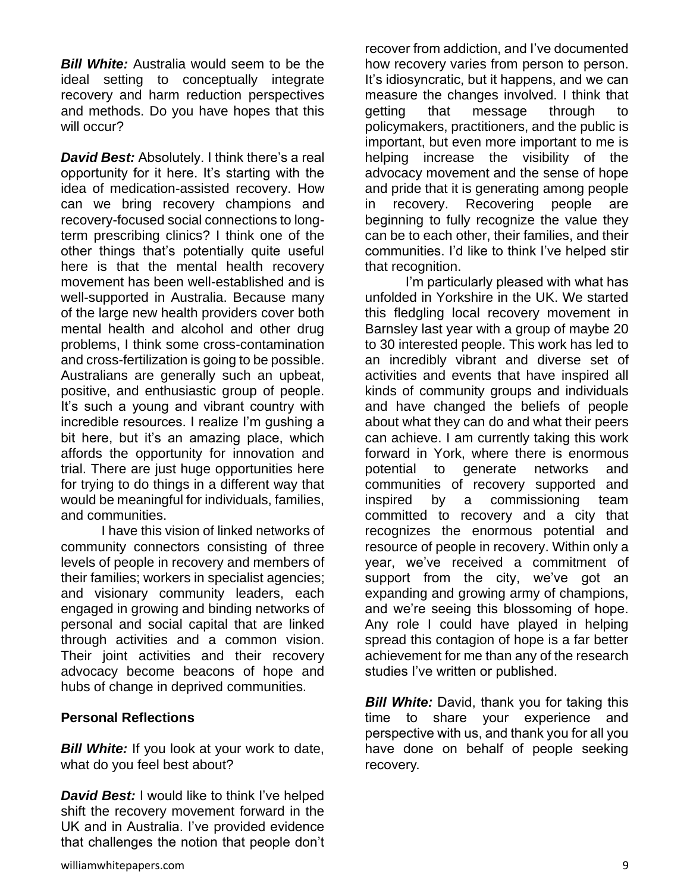***Bill White:*** Australia would seem to be the ideal setting to conceptually integrate recovery and harm reduction perspectives and methods. Do you have hopes that this will occur?

***David Best:*** Absolutely. I think there's a real opportunity for it here. It's starting with the idea of medication-assisted recovery. How can we bring recovery champions and recovery-focused social connections to long-term prescribing clinics? I think one of the other things that's potentially quite useful here is that the mental health recovery movement has been well-established and is well-supported in Australia. Because many of the large new health providers cover both mental health and alcohol and other drug problems, I think some cross-contamination and cross-fertilization is going to be possible. Australians are generally such an upbeat, positive, and enthusiastic group of people. It's such a young and vibrant country with incredible resources. I realize I'm gushing a bit here, but it's an amazing place, which affords the opportunity for innovation and trial. There are just huge opportunities here for trying to do things in a different way that would be meaningful for individuals, families, and communities.

I have this vision of linked networks of community connectors consisting of three levels of people in recovery and members of their families; workers in specialist agencies; and visionary community leaders, each engaged in growing and binding networks of personal and social capital that are linked through activities and a common vision. Their joint activities and their recovery advocacy become beacons of hope and hubs of change in deprived communities.

## Personal Reflections

***Bill White:*** If you look at your work to date, what do you feel best about?

***David Best:*** I would like to think I've helped shift the recovery movement forward in the UK and in Australia. I've provided evidence that challenges the notion that people don't recover from addiction, and I've documented how recovery varies from person to person. It's idiosyncratic, but it happens, and we can measure the changes involved. I think that getting that message through to policymakers, practitioners, and the public is important, but even more important to me is helping increase the visibility of the advocacy movement and the sense of hope and pride that it is generating among people in recovery. Recovering people are beginning to fully recognize the value they can be to each other, their families, and their communities. I'd like to think I've helped stir that recognition.

I'm particularly pleased with what has unfolded in Yorkshire in the UK. We started this fledgling local recovery movement in Barnsley last year with a group of maybe 20 to 30 interested people. This work has led to an incredibly vibrant and diverse set of activities and events that have inspired all kinds of community groups and individuals and have changed the beliefs of people about what they can do and what their peers can achieve. I am currently taking this work forward in York, where there is enormous potential to generate networks and communities of recovery supported and inspired by a commissioning team committed to recovery and a city that recognizes the enormous potential and resource of people in recovery. Within only a year, we've received a commitment of support from the city, we've got an expanding and growing army of champions, and we're seeing this blossoming of hope. Any role I could have played in helping spread this contagion of hope is a far better achievement for me than any of the research studies I've written or published.

***Bill White:*** David, thank you for taking this time to share your experience and perspective with us, and thank you for all you have done on behalf of people seeking recovery.